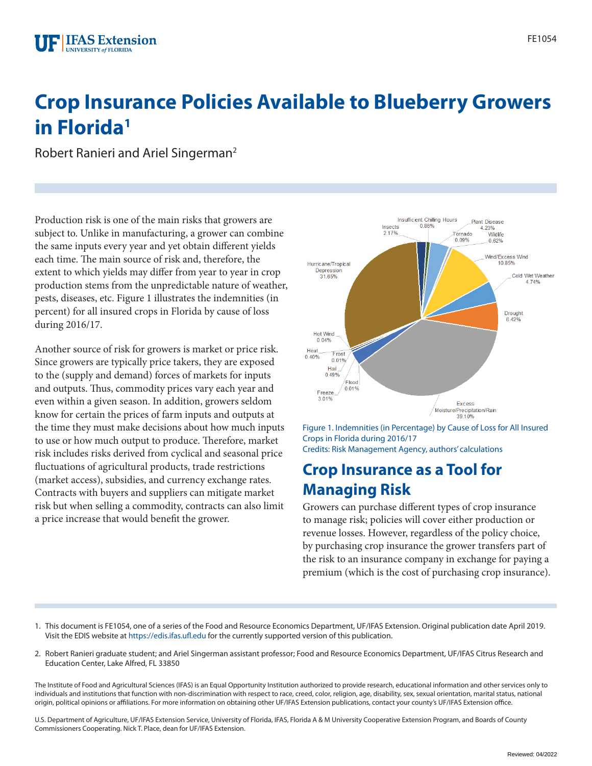# Crop Insurance Policies Available to Blueberry Growers in Florida[1]

Robert Ranieri and Ariel Singerman[2]

Production risk is one of the main risks that growers are subject to. Unlike in manufacturing, a grower can combine the same inputs every year and yet obtain different yields each time. The main source of risk and, therefore, the extent to which yields may differ from year to year in crop production stems from the unpredictable nature of weather, pests, diseases, etc. Figure 1 illustrates the indemnities (in percent) for all insured crops in Florida by cause of loss during 2016/17.

Another source of risk for growers is market or price risk. Since growers are typically price takers, they are exposed to the (supply and demand) forces of markets for inputs and outputs. Thus, commodity prices vary each year and even within a given season. In addition, growers seldom know for certain the prices of farm inputs and outputs at the time they must make decisions about how much inputs to use or how much output to produce. Therefore, market risk includes risks derived from cyclical and seasonal price fluctuations of agricultural products, trade restrictions (market access), subsidies, and currency exchange rates. Contracts with buyers and suppliers can mitigate market risk but when selling a commodity, contracts can also limit a price increase that would benefit the grower.

Figure 1. Indemnities (in Percentage) by Cause of Loss for All Insured Crops in Florida during 2016/17
Credits: Risk Management Agency, authors' calculations

## Crop Insurance as a Tool for Managing Risk

Growers can purchase different types of crop insurance to manage risk; policies will cover either production or revenue losses. However, regardless of the policy choice, by purchasing crop insurance the grower transfers part of the risk to an insurance company in exchange for paying a premium (which is the cost of purchasing crop insurance).

1. This document is FE1054, one of a series of the Food and Resource Economics Department, UF/IFAS Extension. Original publication date April 2019. Visit the EDIS website at https://edis.ifas.ufl.edu for the currently supported version of this publication.

2. Robert Ranieri graduate student; and Ariel Singerman assistant professor; Food and Resource Economics Department, UF/IFAS Citrus Research and Education Center, Lake Alfred, FL 33850

The Institute of Food and Agricultural Sciences (IFAS) is an Equal Opportunity Institution authorized to provide research, educational information and other services only to individuals and institutions that function with non-discrimination with respect to race, creed, color, religion, age, disability, sex, sexual orientation, marital status, national origin, political opinions or affiliations. For more information on obtaining other UF/IFAS Extension publications, contact your county's UF/IFAS Extension office.

U.S. Department of Agriculture, UF/IFAS Extension Service, University of Florida, IFAS, Florida A & M University Cooperative Extension Program, and Boards of County Commissioners Cooperating. Nick T. Place, dean for UF/IFAS Extension.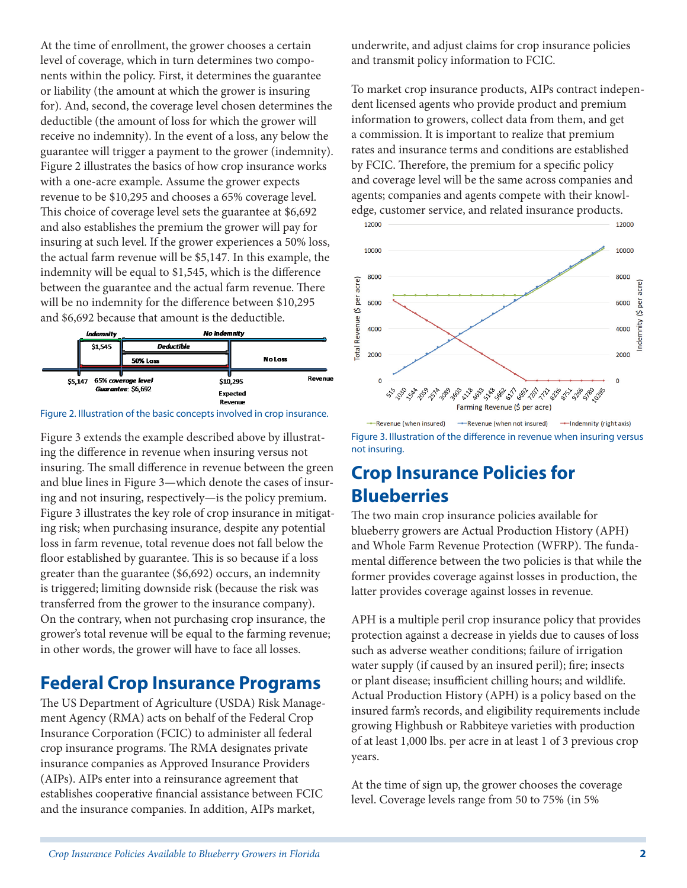At the time of enrollment, the grower chooses a certain level of coverage, which in turn determines two components within the policy. First, it determines the guarantee or liability (the amount at which the grower is insuring for). And, second, the coverage level chosen determines the deductible (the amount of loss for which the grower will receive no indemnity). In the event of a loss, any below the guarantee will trigger a payment to the grower (indemnity). Figure 2 illustrates the basics of how crop insurance works with a one-acre example. Assume the grower expects revenue to be $10,295 and chooses a 65% coverage level. This choice of coverage level sets the guarantee at $6,692 and also establishes the premium the grower will pay for insuring at such level. If the grower experiences a 50% loss, the actual farm revenue will be $5,147. In this example, the indemnity will be equal to $1,545, which is the difference between the guarantee and the actual farm revenue. There will be no indemnity for the difference between $10,295 and $6,692 because that amount is the deductible.

Figure 2. Illustration of the basic concepts involved in crop insurance.

Figure 3 extends the example described above by illustrating the difference in revenue when insuring versus not insuring. The small difference in revenue between the green and blue lines in Figure 3—which denote the cases of insuring and not insuring, respectively—is the policy premium. Figure 3 illustrates the key role of crop insurance in mitigating risk; when purchasing insurance, despite any potential loss in farm revenue, total revenue does not fall below the floor established by guarantee. This is so because if a loss greater than the guarantee ($6,692) occurs, an indemnity is triggered; limiting downside risk (because the risk was transferred from the grower to the insurance company). On the contrary, when not purchasing crop insurance, the grower's total revenue will be equal to the farming revenue; in other words, the grower will have to face all losses.

## Federal Crop Insurance Programs

The US Department of Agriculture (USDA) Risk Management Agency (RMA) acts on behalf of the Federal Crop Insurance Corporation (FCIC) to administer all federal crop insurance programs. The RMA designates private insurance companies as Approved Insurance Providers (AIPs). AIPs enter into a reinsurance agreement that establishes cooperative financial assistance between FCIC and the insurance companies. In addition, AIPs market, underwrite, and adjust claims for crop insurance policies and transmit policy information to FCIC.

To market crop insurance products, AIPs contract independent licensed agents who provide product and premium information to growers, collect data from them, and get a commission. It is important to realize that premium rates and insurance terms and conditions are established by FCIC. Therefore, the premium for a specific policy and coverage level will be the same across companies and agents; companies and agents compete with their knowledge, customer service, and related insurance products.

Figure 3. Illustration of the difference in revenue when insuring versus not insuring.

## Crop Insurance Policies for Blueberries

The two main crop insurance policies available for blueberry growers are Actual Production History (APH) and Whole Farm Revenue Protection (WFRP). The fundamental difference between the two policies is that while the former provides coverage against losses in production, the latter provides coverage against losses in revenue.

APH is a multiple peril crop insurance policy that provides protection against a decrease in yields due to causes of loss such as adverse weather conditions; failure of irrigation water supply (if caused by an insured peril); fire; insects or plant disease; insufficient chilling hours; and wildlife. Actual Production History (APH) is a policy based on the insured farm's records, and eligibility requirements include growing Highbush or Rabbiteye varieties with production of at least 1,000 lbs. per acre in at least 1 of 3 previous crop years.

At the time of sign up, the grower chooses the coverage level. Coverage levels range from 50 to 75% (in 5%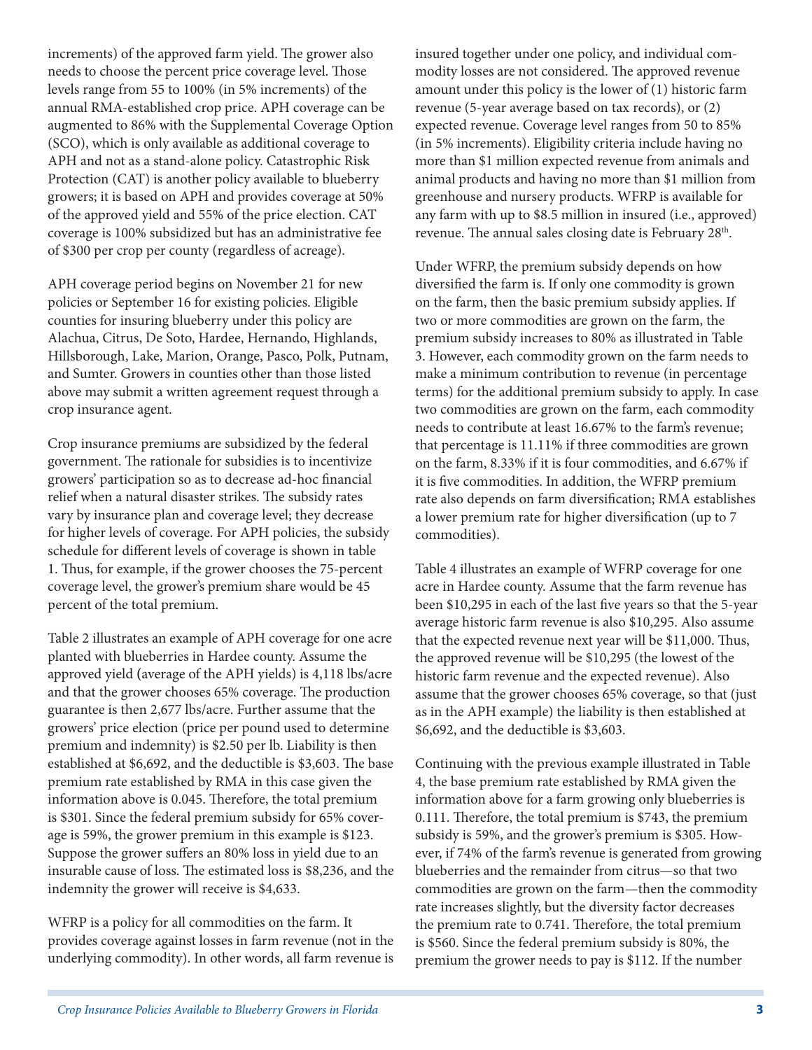increments) of the approved farm yield. The grower also needs to choose the percent price coverage level. Those levels range from 55 to 100% (in 5% increments) of the annual RMA-established crop price. APH coverage can be augmented to 86% with the Supplemental Coverage Option (SCO), which is only available as additional coverage to APH and not as a stand-alone policy. Catastrophic Risk Protection (CAT) is another policy available to blueberry growers; it is based on APH and provides coverage at 50% of the approved yield and 55% of the price election. CAT coverage is 100% subsidized but has an administrative fee of $300 per crop per county (regardless of acreage).

APH coverage period begins on November 21 for new policies or September 16 for existing policies. Eligible counties for insuring blueberry under this policy are Alachua, Citrus, De Soto, Hardee, Hernando, Highlands, Hillsborough, Lake, Marion, Orange, Pasco, Polk, Putnam, and Sumter. Growers in counties other than those listed above may submit a written agreement request through a crop insurance agent.

Crop insurance premiums are subsidized by the federal government. The rationale for subsidies is to incentivize growers' participation so as to decrease ad-hoc financial relief when a natural disaster strikes. The subsidy rates vary by insurance plan and coverage level; they decrease for higher levels of coverage. For APH policies, the subsidy schedule for different levels of coverage is shown in table 1. Thus, for example, if the grower chooses the 75-percent coverage level, the grower's premium share would be 45 percent of the total premium.

Table 2 illustrates an example of APH coverage for one acre planted with blueberries in Hardee county. Assume the approved yield (average of the APH yields) is 4,118 lbs/acre and that the grower chooses 65% coverage. The production guarantee is then 2,677 lbs/acre. Further assume that the growers' price election (price per pound used to determine premium and indemnity) is $2.50 per lb. Liability is then established at $6,692, and the deductible is $3,603. The base premium rate established by RMA in this case given the information above is 0.045. Therefore, the total premium is $301. Since the federal premium subsidy for 65% coverage is 59%, the grower premium in this example is $123. Suppose the grower suffers an 80% loss in yield due to an insurable cause of loss. The estimated loss is $8,236, and the indemnity the grower will receive is $4,633.

WFRP is a policy for all commodities on the farm. It provides coverage against losses in farm revenue (not in the underlying commodity). In other words, all farm revenue is insured together under one policy, and individual commodity losses are not considered. The approved revenue amount under this policy is the lower of (1) historic farm revenue (5-year average based on tax records), or (2) expected revenue. Coverage level ranges from 50 to 85% (in 5% increments). Eligibility criteria include having no more than $1 million expected revenue from animals and animal products and having no more than $1 million from greenhouse and nursery products. WFRP is available for any farm with up to $8.5 million in insured (i.e., approved) revenue. The annual sales closing date is February 28th.

Under WFRP, the premium subsidy depends on how diversified the farm is. If only one commodity is grown on the farm, then the basic premium subsidy applies. If two or more commodities are grown on the farm, the premium subsidy increases to 80% as illustrated in Table 3. However, each commodity grown on the farm needs to make a minimum contribution to revenue (in percentage terms) for the additional premium subsidy to apply. In case two commodities are grown on the farm, each commodity needs to contribute at least 16.67% to the farm's revenue; that percentage is 11.11% if three commodities are grown on the farm, 8.33% if it is four commodities, and 6.67% if it is five commodities. In addition, the WFRP premium rate also depends on farm diversification; RMA establishes a lower premium rate for higher diversification (up to 7 commodities).

Table 4 illustrates an example of WFRP coverage for one acre in Hardee county. Assume that the farm revenue has been $10,295 in each of the last five years so that the 5-year average historic farm revenue is also $10,295. Also assume that the expected revenue next year will be $11,000. Thus, the approved revenue will be $10,295 (the lowest of the historic farm revenue and the expected revenue). Also assume that the grower chooses 65% coverage, so that (just as in the APH example) the liability is then established at $6,692, and the deductible is $3,603.

Continuing with the previous example illustrated in Table 4, the base premium rate established by RMA given the information above for a farm growing only blueberries is 0.111. Therefore, the total premium is $743, the premium subsidy is 59%, and the grower's premium is $305. However, if 74% of the farm's revenue is generated from growing blueberries and the remainder from citrus—so that two commodities are grown on the farm—then the commodity rate increases slightly, but the diversity factor decreases the premium rate to 0.741. Therefore, the total premium is $560. Since the federal premium subsidy is 80%, the premium the grower needs to pay is $112. If the number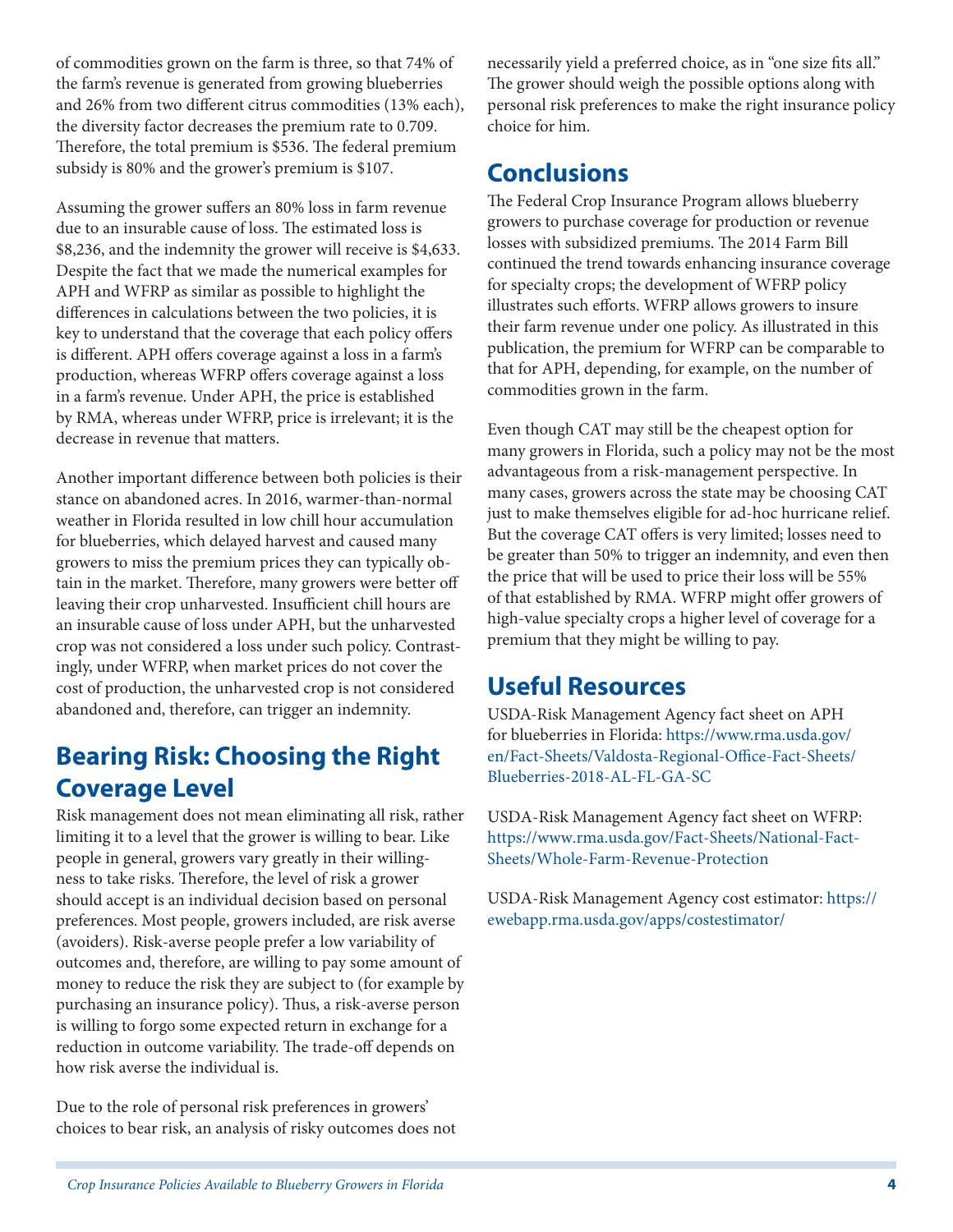of commodities grown on the farm is three, so that 74% of the farm's revenue is generated from growing blueberries and 26% from two different citrus commodities (13% each), the diversity factor decreases the premium rate to 0.709. Therefore, the total premium is $536. The federal premium subsidy is 80% and the grower's premium is $107.

Assuming the grower suffers an 80% loss in farm revenue due to an insurable cause of loss. The estimated loss is $8,236, and the indemnity the grower will receive is $4,633. Despite the fact that we made the numerical examples for APH and WFRP as similar as possible to highlight the differences in calculations between the two policies, it is key to understand that the coverage that each policy offers is different. APH offers coverage against a loss in a farm's production, whereas WFRP offers coverage against a loss in a farm's revenue. Under APH, the price is established by RMA, whereas under WFRP, price is irrelevant; it is the decrease in revenue that matters.

Another important difference between both policies is their stance on abandoned acres. In 2016, warmer-than-normal weather in Florida resulted in low chill hour accumulation for blueberries, which delayed harvest and caused many growers to miss the premium prices they can typically obtain in the market. Therefore, many growers were better off leaving their crop unharvested. Insufficient chill hours are an insurable cause of loss under APH, but the unharvested crop was not considered a loss under such policy. Contrastingly, under WFRP, when market prices do not cover the cost of production, the unharvested crop is not considered abandoned and, therefore, can trigger an indemnity.

## Bearing Risk: Choosing the Right Coverage Level

Risk management does not mean eliminating all risk, rather limiting it to a level that the grower is willing to bear. Like people in general, growers vary greatly in their willingness to take risks. Therefore, the level of risk a grower should accept is an individual decision based on personal preferences. Most people, growers included, are risk averse (avoiders). Risk-averse people prefer a low variability of outcomes and, therefore, are willing to pay some amount of money to reduce the risk they are subject to (for example by purchasing an insurance policy). Thus, a risk-averse person is willing to forgo some expected return in exchange for a reduction in outcome variability. The trade-off depends on how risk averse the individual is.

Due to the role of personal risk preferences in growers' choices to bear risk, an analysis of risky outcomes does not necessarily yield a preferred choice, as in "one size fits all." The grower should weigh the possible options along with personal risk preferences to make the right insurance policy choice for him.

## Conclusions

The Federal Crop Insurance Program allows blueberry growers to purchase coverage for production or revenue losses with subsidized premiums. The 2014 Farm Bill continued the trend towards enhancing insurance coverage for specialty crops; the development of WFRP policy illustrates such efforts. WFRP allows growers to insure their farm revenue under one policy. As illustrated in this publication, the premium for WFRP can be comparable to that for APH, depending, for example, on the number of commodities grown in the farm.

Even though CAT may still be the cheapest option for many growers in Florida, such a policy may not be the most advantageous from a risk-management perspective. In many cases, growers across the state may be choosing CAT just to make themselves eligible for ad-hoc hurricane relief. But the coverage CAT offers is very limited; losses need to be greater than 50% to trigger an indemnity, and even then the price that will be used to price their loss will be 55% of that established by RMA. WFRP might offer growers of high-value specialty crops a higher level of coverage for a premium that they might be willing to pay.

## Useful Resources

USDA-Risk Management Agency fact sheet on APH for blueberries in Florida: https://www.rma.usda.gov/en/Fact-Sheets/Valdosta-Regional-Office-Fact-Sheets/Blueberries-2018-AL-FL-GA-SC

USDA-Risk Management Agency fact sheet on WFRP: https://www.rma.usda.gov/Fact-Sheets/National-Fact-Sheets/Whole-Farm-Revenue-Protection

USDA-Risk Management Agency cost estimator: https://ewebapp.rma.usda.gov/apps/costestimator/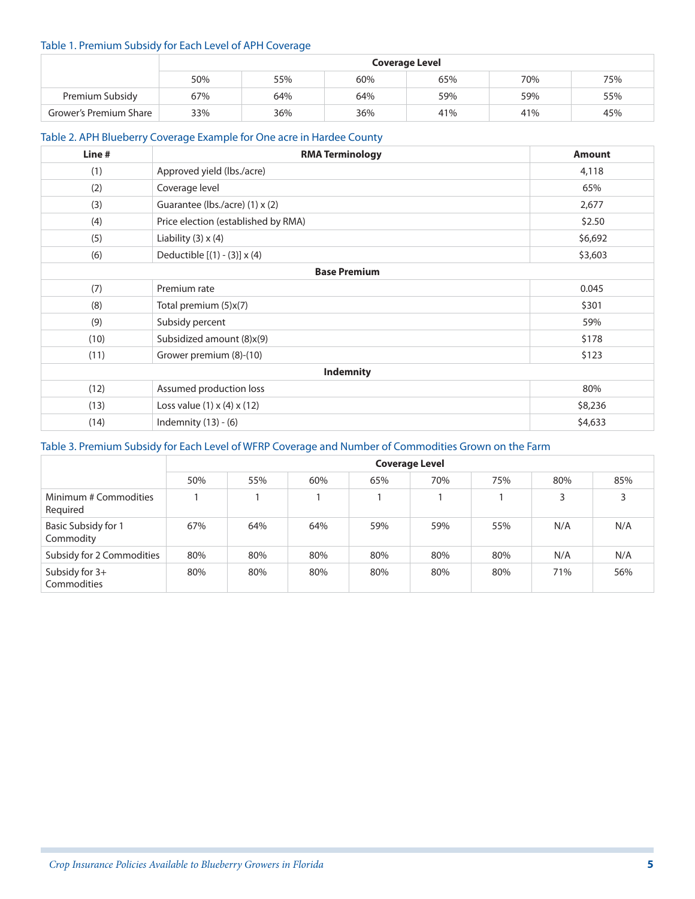Table 1. Premium Subsidy for Each Level of APH Coverage

| | Coverage Level | | | | | |
|---|---|---|---|---|---|---|
| | 50% | 55% | 60% | 65% | 70% | 75% |
| Premium Subsidy | 67% | 64% | 64% | 59% | 59% | 55% |
| Grower's Premium Share | 33% | 36% | 36% | 41% | 41% | 45% |

Table 2. APH Blueberry Coverage Example for One acre in Hardee County

| Line # | RMA Terminology | Amount |
|---|---|---|
| (1) | Approved yield (lbs./acre) | 4,118 |
| (2) | Coverage level | 65% |
| (3) | Guarantee (lbs./acre) (1) x (2) | 2,677 |
| (4) | Price election (established by RMA) | $2.50 |
| (5) | Liability (3) x (4) | $6,692 |
| (6) | Deductible [(1) - (3)] x (4) | $3,603 |
| | **Base Premium** | |
| (7) | Premium rate | 0.045 |
| (8) | Total premium (5)x(7) | $301 |
| (9) | Subsidy percent | 59% |
| (10) | Subsidized amount (8)x(9) | $178 |
| (11) | Grower premium (8)-(10) | $123 |
| | **Indemnity** | |
| (12) | Assumed production loss | 80% |
| (13) | Loss value (1) x (4) x (12) | $8,236 |
| (14) | Indemnity (13) - (6) | $4,633 |

Table 3. Premium Subsidy for Each Level of WFRP Coverage and Number of Commodities Grown on the Farm

| | Coverage Level | | | | | | | |
|---|---|---|---|---|---|---|---|---|
| | 50% | 55% | 60% | 65% | 70% | 75% | 80% | 85% |
| Minimum # Commodities Required | 1 | 1 | 1 | 1 | 1 | 1 | 3 | 3 |
| Basic Subsidy for 1 Commodity | 67% | 64% | 64% | 59% | 59% | 55% | N/A | N/A |
| Subsidy for 2 Commodities | 80% | 80% | 80% | 80% | 80% | 80% | N/A | N/A |
| Subsidy for 3+ Commodities | 80% | 80% | 80% | 80% | 80% | 80% | 71% | 56% |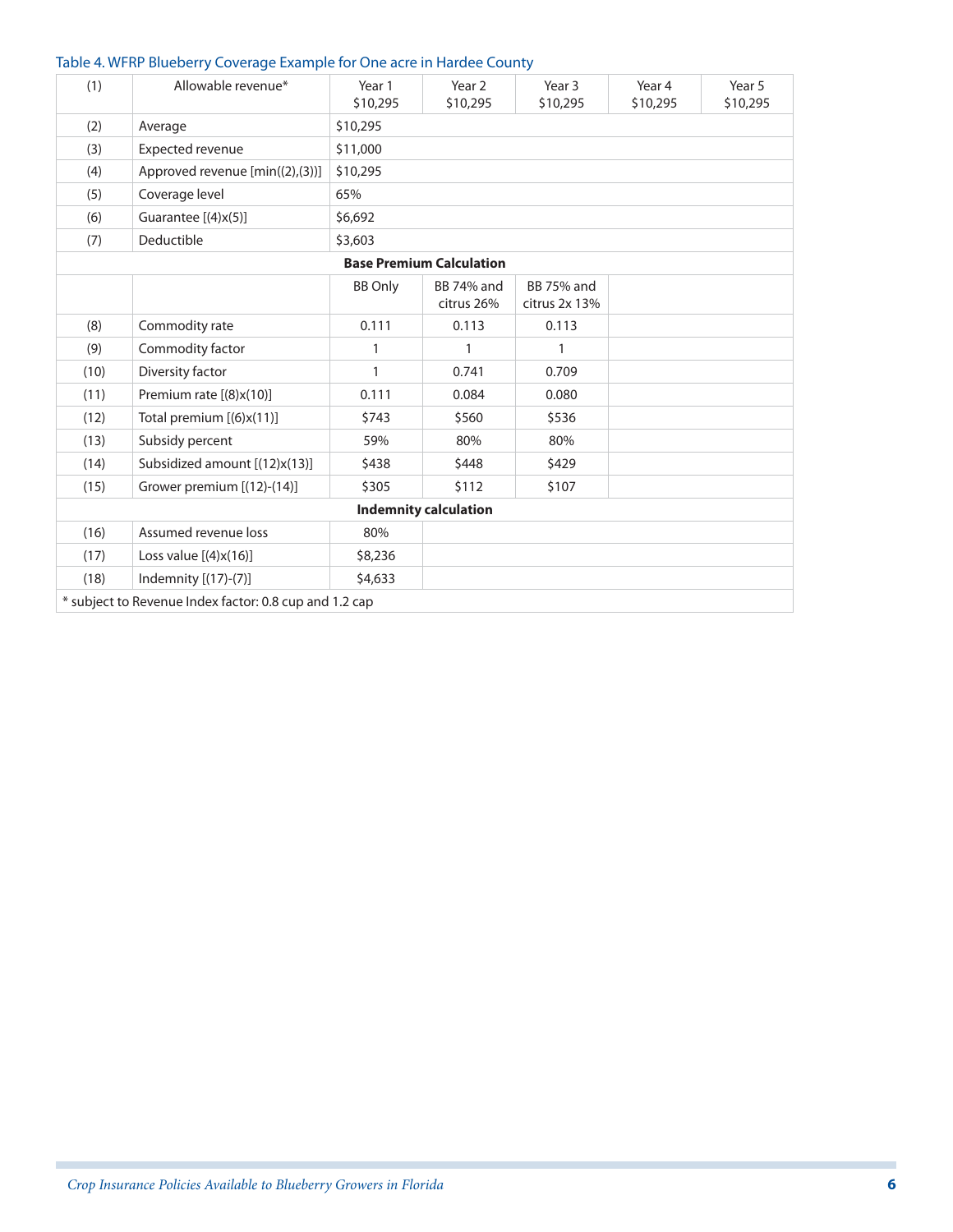Table 4. WFRP Blueberry Coverage Example for One acre in Hardee County

| | | | | | | |
|---|---|---|---|---|---|---|
| (1) | Allowable revenue* | Year 1 $10,295 | Year 2 $10,295 | Year 3 $10,295 | Year 4 $10,295 | Year 5 $10,295 |
| (2) | Average | $10,295 | | | | |
| (3) | Expected revenue | $11,000 | | | | |
| (4) | Approved revenue [min((2),(3))] | $10,295 | | | | |
| (5) | Coverage level | 65% | | | | |
| (6) | Guarantee [(4)x(5)] | $6,692 | | | | |
| (7) | Deductible | $3,603 | | | | |
| **Base Premium Calculation** | | | | | | |
| | | BB Only | BB 74% and citrus 26% | BB 75% and citrus 2x 13% | | |
| (8) | Commodity rate | 0.111 | 0.113 | 0.113 | | |
| (9) | Commodity factor | 1 | 1 | 1 | | |
| (10) | Diversity factor | 1 | 0.741 | 0.709 | | |
| (11) | Premium rate [(8)x(10)] | 0.111 | 0.084 | 0.080 | | |
| (12) | Total premium [(6)x(11)] | $743 | $560 | $536 | | |
| (13) | Subsidy percent | 59% | 80% | 80% | | |
| (14) | Subsidized amount [(12)x(13)] | $438 | $448 | $429 | | |
| (15) | Grower premium [(12)-(14)] | $305 | $112 | $107 | | |
| **Indemnity calculation** | | | | | | |
| (16) | Assumed revenue loss | 80% | | | | |
| (17) | Loss value [(4)x(16)] | $8,236 | | | | |
| (18) | Indemnity [(17)-(7)] | $4,633 | | | | |

* subject to Revenue Index factor: 0.8 cup and 1.2 cap